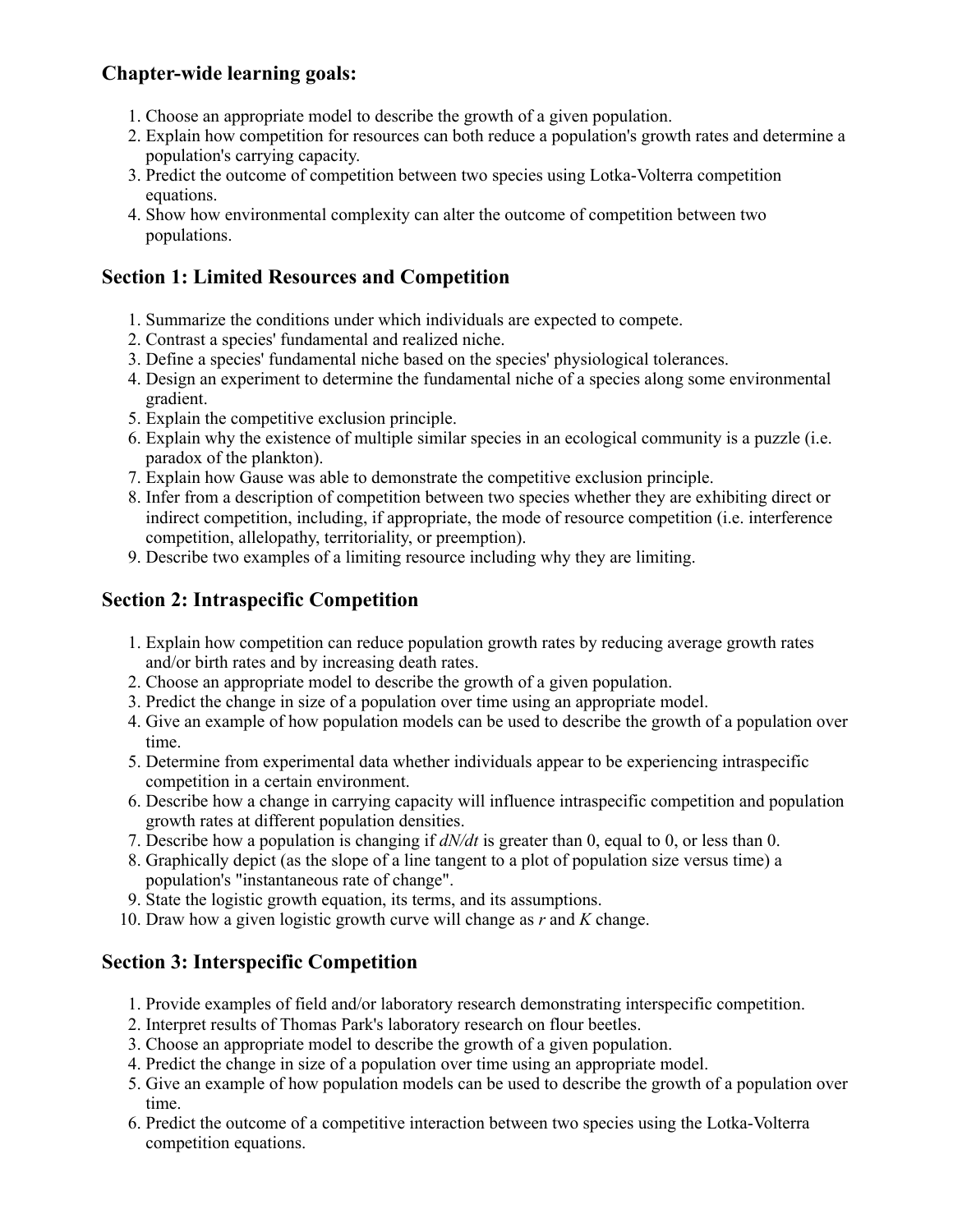## Chapter-wide learning goals:

1. Choose an appropriate model to describe the growth of a given population.
2. Explain how competition for resources can both reduce a population's growth rates and determine a population's carrying capacity.
3. Predict the outcome of competition between two species using Lotka-Volterra competition equations.
4. Show how environmental complexity can alter the outcome of competition between two populations.

## Section 1: Limited Resources and Competition

1. Summarize the conditions under which individuals are expected to compete.
2. Contrast a species' fundamental and realized niche.
3. Define a species' fundamental niche based on the species' physiological tolerances.
4. Design an experiment to determine the fundamental niche of a species along some environmental gradient.
5. Explain the competitive exclusion principle.
6. Explain why the existence of multiple similar species in an ecological community is a puzzle (i.e. paradox of the plankton).
7. Explain how Gause was able to demonstrate the competitive exclusion principle.
8. Infer from a description of competition between two species whether they are exhibiting direct or indirect competition, including, if appropriate, the mode of resource competition (i.e. interference competition, allelopathy, territoriality, or preemption).
9. Describe two examples of a limiting resource including why they are limiting.

## Section 2: Intraspecific Competition

1. Explain how competition can reduce population growth rates by reducing average growth rates and/or birth rates and by increasing death rates.
2. Choose an appropriate model to describe the growth of a given population.
3. Predict the change in size of a population over time using an appropriate model.
4. Give an example of how population models can be used to describe the growth of a population over time.
5. Determine from experimental data whether individuals appear to be experiencing intraspecific competition in a certain environment.
6. Describe how a change in carrying capacity will influence intraspecific competition and population growth rates at different population densities.
7. Describe how a population is changing if $dN/dt$ is greater than 0, equal to 0, or less than 0.
8. Graphically depict (as the slope of a line tangent to a plot of population size versus time) a population's "instantaneous rate of change".
9. State the logistic growth equation, its terms, and its assumptions.
10. Draw how a given logistic growth curve will change as $r$ and $K$ change.

## Section 3: Interspecific Competition

1. Provide examples of field and/or laboratory research demonstrating interspecific competition.
2. Interpret results of Thomas Park's laboratory research on flour beetles.
3. Choose an appropriate model to describe the growth of a given population.
4. Predict the change in size of a population over time using an appropriate model.
5. Give an example of how population models can be used to describe the growth of a population over time.
6. Predict the outcome of a competitive interaction between two species using the Lotka-Volterra competition equations.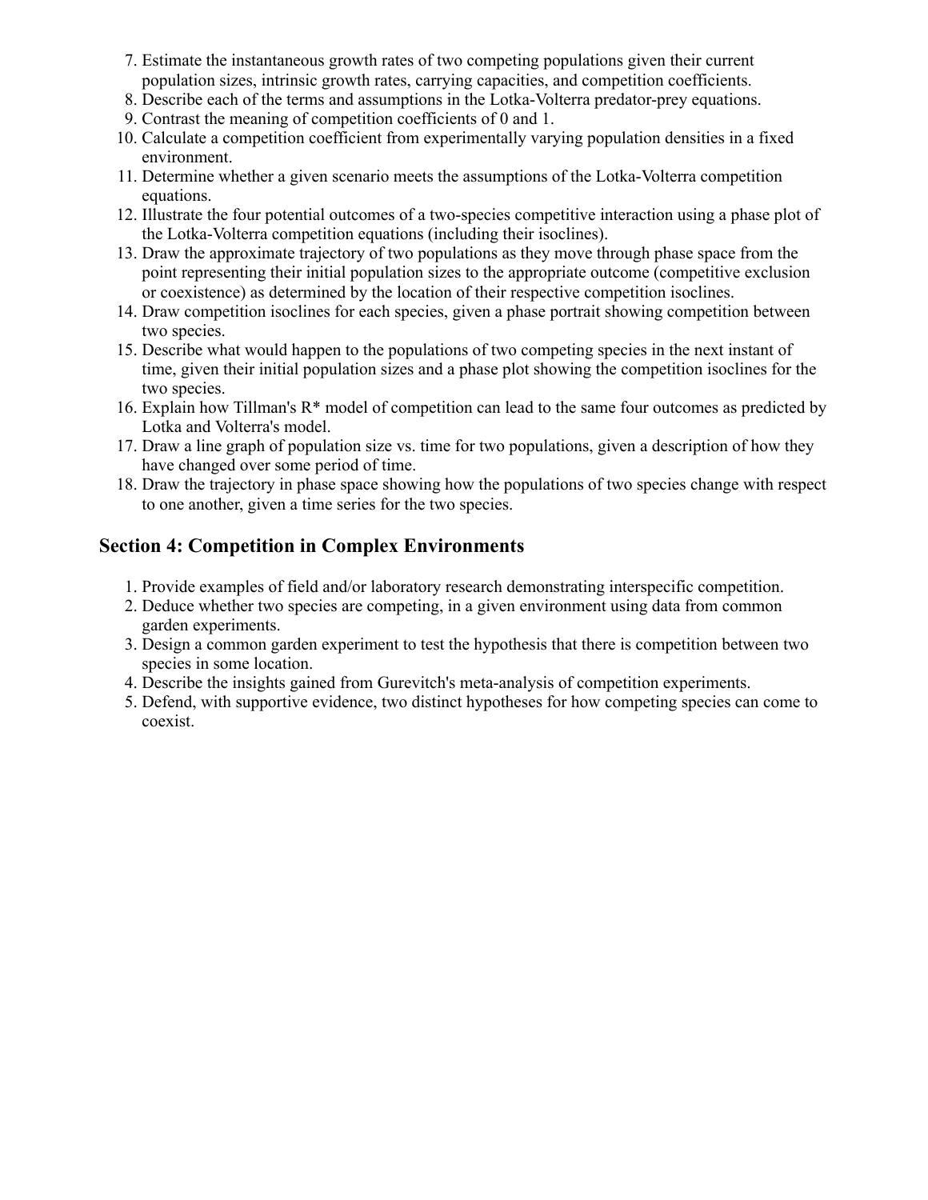7. Estimate the instantaneous growth rates of two competing populations given their current population sizes, intrinsic growth rates, carrying capacities, and competition coefficients.
8. Describe each of the terms and assumptions in the Lotka-Volterra predator-prey equations.
9. Contrast the meaning of competition coefficients of 0 and 1.
10. Calculate a competition coefficient from experimentally varying population densities in a fixed environment.
11. Determine whether a given scenario meets the assumptions of the Lotka-Volterra competition equations.
12. Illustrate the four potential outcomes of a two-species competitive interaction using a phase plot of the Lotka-Volterra competition equations (including their isoclines).
13. Draw the approximate trajectory of two populations as they move through phase space from the point representing their initial population sizes to the appropriate outcome (competitive exclusion or coexistence) as determined by the location of their respective competition isoclines.
14. Draw competition isoclines for each species, given a phase portrait showing competition between two species.
15. Describe what would happen to the populations of two competing species in the next instant of time, given their initial population sizes and a phase plot showing the competition isoclines for the two species.
16. Explain how Tillman's R* model of competition can lead to the same four outcomes as predicted by Lotka and Volterra's model.
17. Draw a line graph of population size vs. time for two populations, given a description of how they have changed over some period of time.
18. Draw the trajectory in phase space showing how the populations of two species change with respect to one another, given a time series for the two species.

## Section 4: Competition in Complex Environments

1. Provide examples of field and/or laboratory research demonstrating interspecific competition.
2. Deduce whether two species are competing, in a given environment using data from common garden experiments.
3. Design a common garden experiment to test the hypothesis that there is competition between two species in some location.
4. Describe the insights gained from Gurevitch's meta-analysis of competition experiments.
5. Defend, with supportive evidence, two distinct hypotheses for how competing species can come to coexist.